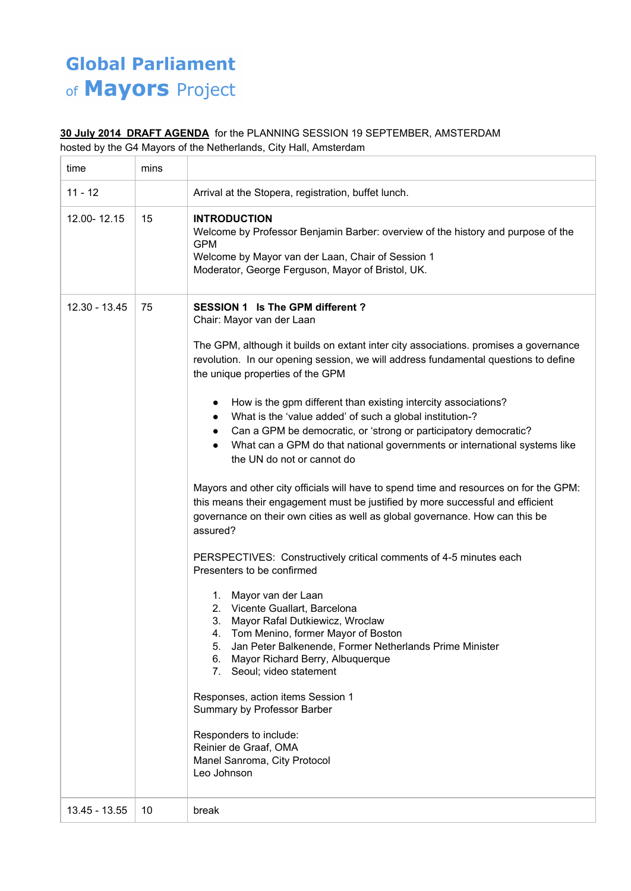# Global Parliament of Mayors Project

**30 July 2014 DRAFT AGENDA** for the PLANNING SESSION 19 SEPTEMBER, AMSTERDAM
hosted by the G4 Mayors of the Netherlands, City Hall, Amsterdam

| time | mins | |
|---|---|---|
| 11 - 12 | | Arrival at the Stopera, registration, buffet lunch. |
| 12.00- 12.15 | 15 | **INTRODUCTION**<br>Welcome by Professor Benjamin Barber: overview of the history and purpose of the GPM<br>Welcome by Mayor van der Laan, Chair of Session 1<br>Moderator, George Ferguson, Mayor of Bristol, UK. |
| 12.30 - 13.45 | 75 | **SESSION 1 Is The GPM different ?**<br>Chair: Mayor van der Laan<br><br>The GPM, although it builds on extant inter city associations. promises a governance revolution. In our opening session, we will address fundamental questions to define the unique properties of the GPM<br><br>• How is the gpm different than existing intercity associations?<br>• What is the 'value added' of such a global institution-?<br>• Can a GPM be democratic, or 'strong or participatory democratic?<br>• What can a GPM do that national governments or international systems like the UN do not or cannot do<br><br>Mayors and other city officials will have to spend time and resources on for the GPM: this means their engagement must be justified by more successful and efficient governance on their own cities as well as global governance. How can this be assured?<br><br>PERSPECTIVES: Constructively critical comments of 4-5 minutes each<br>Presenters to be confirmed<br><br>1. Mayor van der Laan<br>2. Vicente Guallart, Barcelona<br>3. Mayor Rafal Dutkiewicz, Wroclaw<br>4. Tom Menino, former Mayor of Boston<br>5. Jan Peter Balkenende, Former Netherlands Prime Minister<br>6. Mayor Richard Berry, Albuquerque<br>7. Seoul; video statement<br><br>Responses, action items Session 1<br>Summary by Professor Barber<br><br>Responders to include:<br>Reinier de Graaf, OMA<br>Manel Sanroma, City Protocol<br>Leo Johnson |
| 13.45 - 13.55 | 10 | break |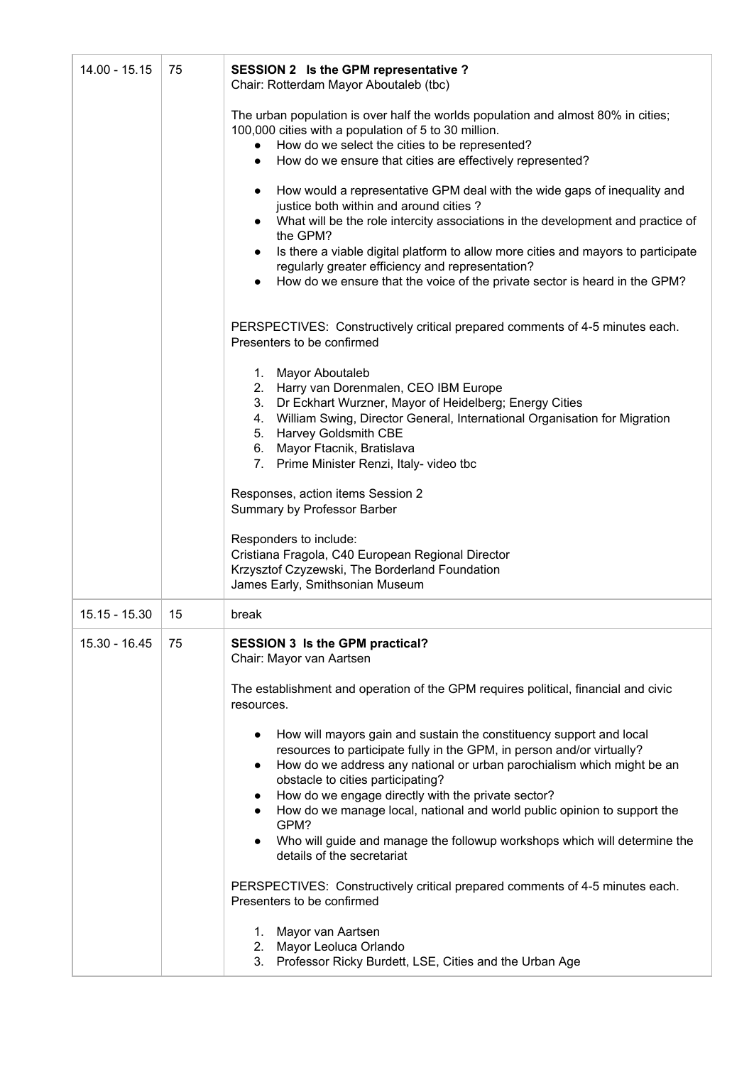| | | |
|---|---|---|
| 14.00 - 15.15 | 75 | **SESSION 2 Is the GPM representative ?**<br>Chair: Rotterdam Mayor Aboutaleb (tbc)<br><br>The urban population is over half the worlds population and almost 80% in cities; 100,000 cities with a population of 5 to 30 million.<br>● How do we select the cities to be represented?<br>● How do we ensure that cities are effectively represented?<br><br>● How would a representative GPM deal with the wide gaps of inequality and justice both within and around cities ?<br>● What will be the role intercity associations in the development and practice of the GPM?<br>● Is there a viable digital platform to allow more cities and mayors to participate regularly greater efficiency and representation?<br>● How do we ensure that the voice of the private sector is heard in the GPM?<br><br>PERSPECTIVES: Constructively critical prepared comments of 4-5 minutes each. Presenters to be confirmed<br><br>1. Mayor Aboutaleb<br>2. Harry van Dorenmalen, CEO IBM Europe<br>3. Dr Eckhart Wurzner, Mayor of Heidelberg; Energy Cities<br>4. William Swing, Director General, International Organisation for Migration<br>5. Harvey Goldsmith CBE<br>6. Mayor Ftacnik, Bratislava<br>7. Prime Minister Renzi, Italy- video tbc<br><br>Responses, action items Session 2<br>Summary by Professor Barber<br><br>Responders to include:<br>Cristiana Fragola, C40 European Regional Director<br>Krzysztof Czyzewski, The Borderland Foundation<br>James Early, Smithsonian Museum |
| 15.15 - 15.30 | 15 | break |
| 15.30 - 16.45 | 75 | **SESSION 3 Is the GPM practical?**<br>Chair: Mayor van Aartsen<br><br>The establishment and operation of the GPM requires political, financial and civic resources.<br><br>● How will mayors gain and sustain the constituency support and local resources to participate fully in the GPM, in person and/or virtually?<br>● How do we address any national or urban parochialism which might be an obstacle to cities participating?<br>● How do we engage directly with the private sector?<br>● How do we manage local, national and world public opinion to support the GPM?<br>● Who will guide and manage the followup workshops which will determine the details of the secretariat<br><br>PERSPECTIVES: Constructively critical prepared comments of 4-5 minutes each. Presenters to be confirmed<br><br>1. Mayor van Aartsen<br>2. Mayor Leoluca Orlando<br>3. Professor Ricky Burdett, LSE, Cities and the Urban Age |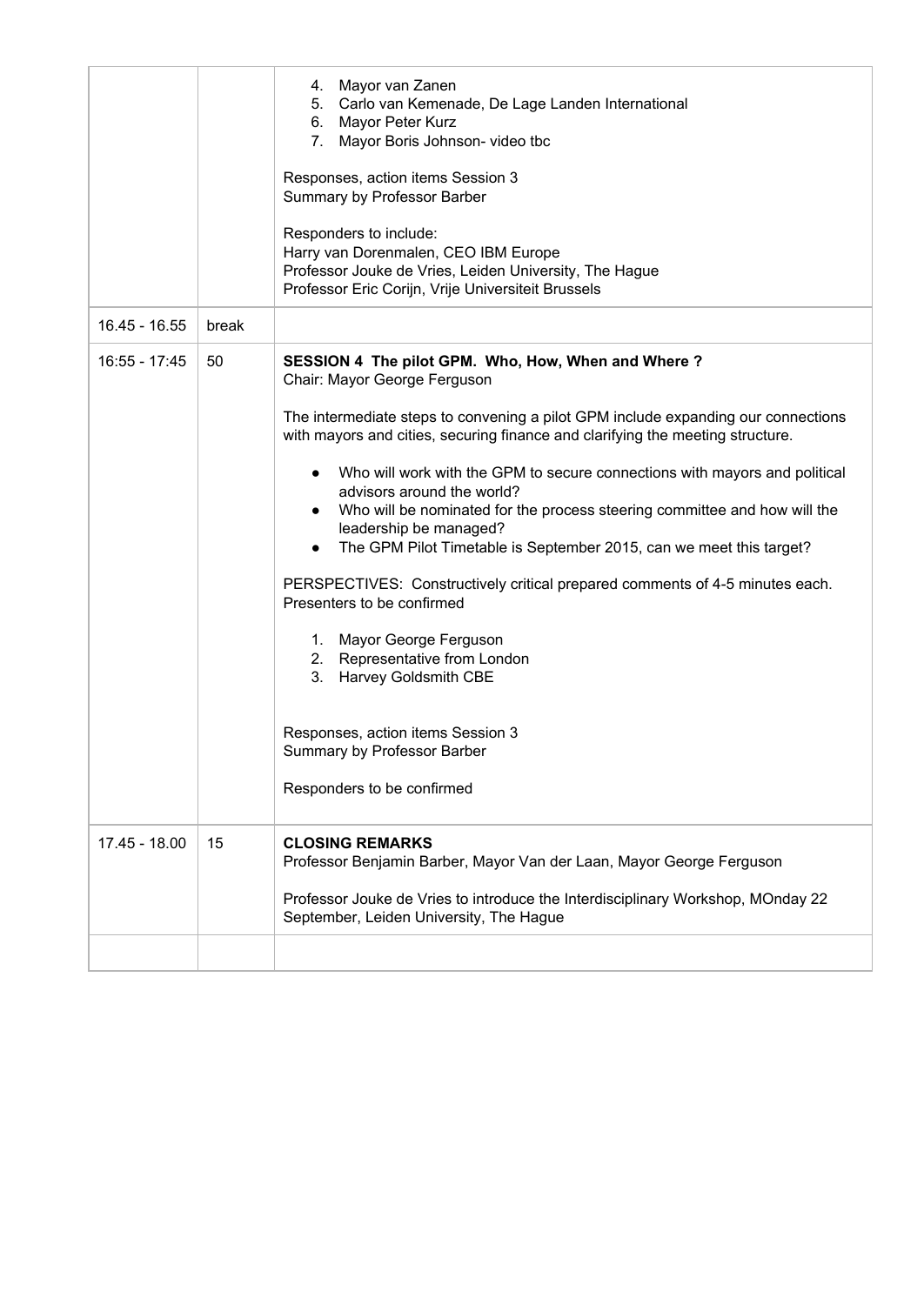| | | |
|---|---|---|
| | | 4. Mayor van Zanen<br>5. Carlo van Kemenade, De Lage Landen International<br>6. Mayor Peter Kurz<br>7. Mayor Boris Johnson- video tbc<br><br>Responses, action items Session 3<br>Summary by Professor Barber<br><br>Responders to include:<br>Harry van Dorenmalen, CEO IBM Europe<br>Professor Jouke de Vries, Leiden University, The Hague<br>Professor Eric Corijn, Vrije Universiteit Brussels |
| 16.45 - 16.55 | break | |
| 16:55 - 17:45 | 50 | **SESSION 4 The pilot GPM. Who, How, When and Where ?**<br>Chair: Mayor George Ferguson<br><br>The intermediate steps to convening a pilot GPM include expanding our connections with mayors and cities, securing finance and clarifying the meeting structure.<br><br>• Who will work with the GPM to secure connections with mayors and political advisors around the world?<br>• Who will be nominated for the process steering committee and how will the leadership be managed?<br>• The GPM Pilot Timetable is September 2015, can we meet this target?<br><br>PERSPECTIVES: Constructively critical prepared comments of 4-5 minutes each. Presenters to be confirmed<br><br>1. Mayor George Ferguson<br>2. Representative from London<br>3. Harvey Goldsmith CBE<br><br>Responses, action items Session 3<br>Summary by Professor Barber<br><br>Responders to be confirmed |
| 17.45 - 18.00 | 15 | **CLOSING REMARKS**<br>Professor Benjamin Barber, Mayor Van der Laan, Mayor George Ferguson<br><br>Professor Jouke de Vries to introduce the Interdisciplinary Workshop, MOnday 22 September, Leiden University, The Hague |
| | | |